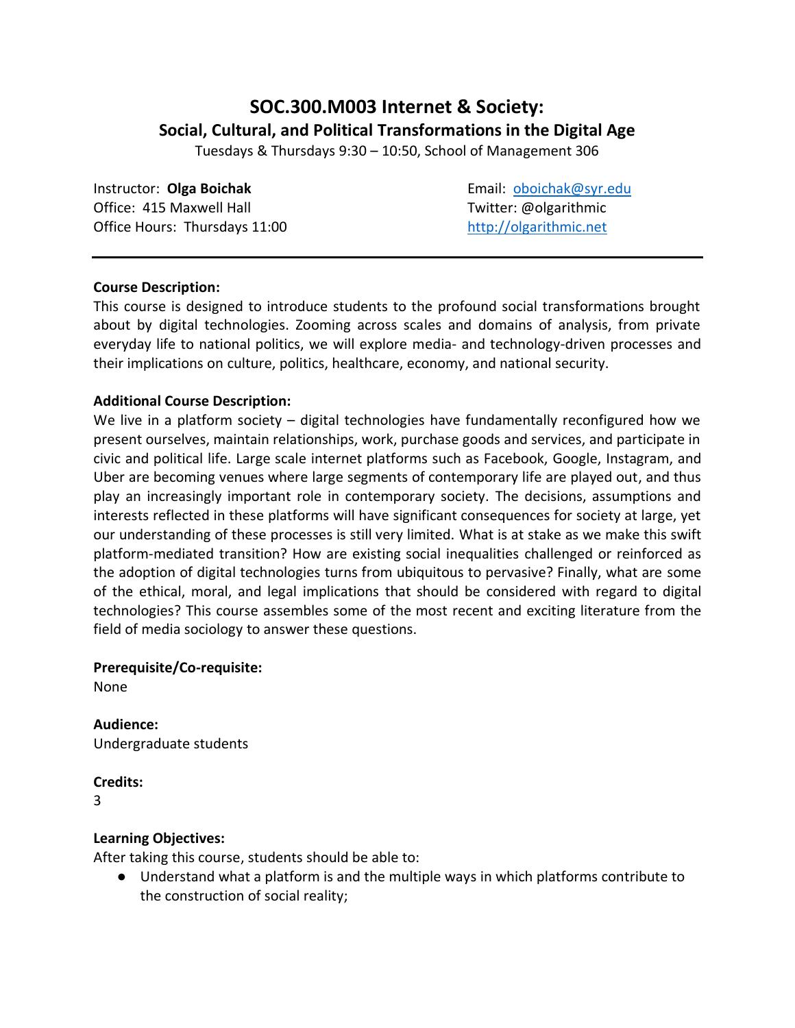# SOC.300.M003 Internet & Society:

## Social, Cultural, and Political Transformations in the Digital Age

Tuesdays & Thursdays 9:30 – 10:50, School of Management 306

Instructor: **Olga Boichak**
Office: 415 Maxwell Hall
Office Hours: Thursdays 11:00

Email: oboichak@syr.edu
Twitter: @olgarithmic
http://olgarithmic.net

---

**Course Description:**
This course is designed to introduce students to the profound social transformations brought about by digital technologies. Zooming across scales and domains of analysis, from private everyday life to national politics, we will explore media- and technology-driven processes and their implications on culture, politics, healthcare, economy, and national security.

**Additional Course Description:**
We live in a platform society – digital technologies have fundamentally reconfigured how we present ourselves, maintain relationships, work, purchase goods and services, and participate in civic and political life. Large scale internet platforms such as Facebook, Google, Instagram, and Uber are becoming venues where large segments of contemporary life are played out, and thus play an increasingly important role in contemporary society. The decisions, assumptions and interests reflected in these platforms will have significant consequences for society at large, yet our understanding of these processes is still very limited. What is at stake as we make this swift platform-mediated transition? How are existing social inequalities challenged or reinforced as the adoption of digital technologies turns from ubiquitous to pervasive? Finally, what are some of the ethical, moral, and legal implications that should be considered with regard to digital technologies? This course assembles some of the most recent and exciting literature from the field of media sociology to answer these questions.

**Prerequisite/Co-requisite:**
None

**Audience:**
Undergraduate students

**Credits:**
3

**Learning Objectives:**
After taking this course, students should be able to:

- Understand what a platform is and the multiple ways in which platforms contribute to the construction of social reality;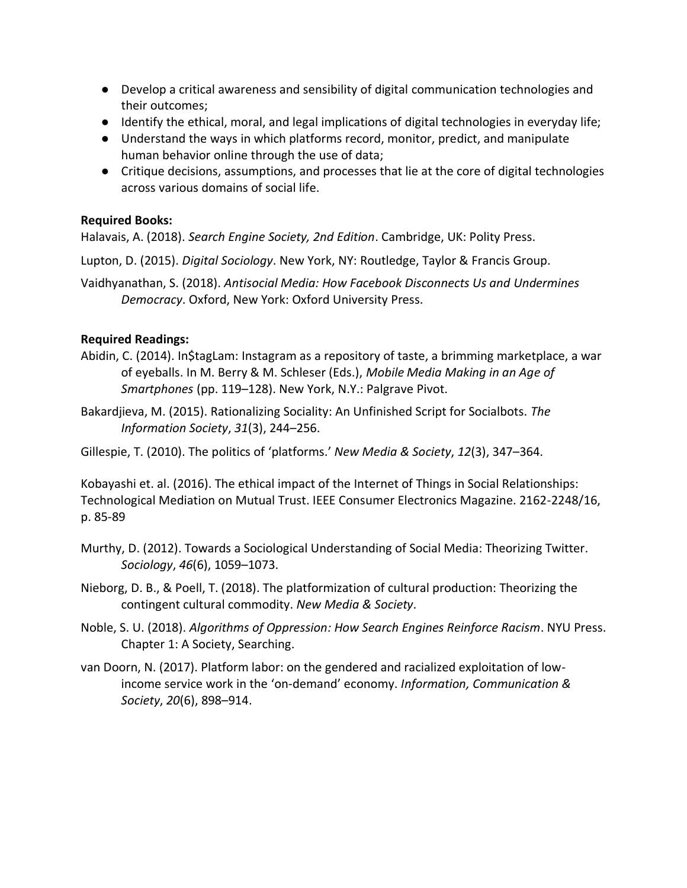- Develop a critical awareness and sensibility of digital communication technologies and their outcomes;
- Identify the ethical, moral, and legal implications of digital technologies in everyday life;
- Understand the ways in which platforms record, monitor, predict, and manipulate human behavior online through the use of data;
- Critique decisions, assumptions, and processes that lie at the core of digital technologies across various domains of social life.

**Required Books:**

Halavais, A. (2018). *Search Engine Society, 2nd Edition*. Cambridge, UK: Polity Press.

Lupton, D. (2015). *Digital Sociology*. New York, NY: Routledge, Taylor & Francis Group.

Vaidhyanathan, S. (2018). *Antisocial Media: How Facebook Disconnects Us and Undermines Democracy*. Oxford, New York: Oxford University Press.

**Required Readings:**

Abidin, C. (2014). In$tagLam: Instagram as a repository of taste, a brimming marketplace, a war of eyeballs. In M. Berry & M. Schleser (Eds.), *Mobile Media Making in an Age of Smartphones* (pp. 119–128). New York, N.Y.: Palgrave Pivot.

Bakardjieva, M. (2015). Rationalizing Sociality: An Unfinished Script for Socialbots. *The Information Society*, *31*(3), 244–256.

Gillespie, T. (2010). The politics of 'platforms.' *New Media & Society*, *12*(3), 347–364.

Kobayashi et. al. (2016). The ethical impact of the Internet of Things in Social Relationships: Technological Mediation on Mutual Trust. IEEE Consumer Electronics Magazine. 2162-2248/16, p. 85-89

Murthy, D. (2012). Towards a Sociological Understanding of Social Media: Theorizing Twitter. *Sociology*, *46*(6), 1059–1073.

Nieborg, D. B., & Poell, T. (2018). The platformization of cultural production: Theorizing the contingent cultural commodity. *New Media & Society*.

Noble, S. U. (2018). *Algorithms of Oppression: How Search Engines Reinforce Racism*. NYU Press. Chapter 1: A Society, Searching.

van Doorn, N. (2017). Platform labor: on the gendered and racialized exploitation of low-income service work in the 'on-demand' economy. *Information, Communication & Society*, *20*(6), 898–914.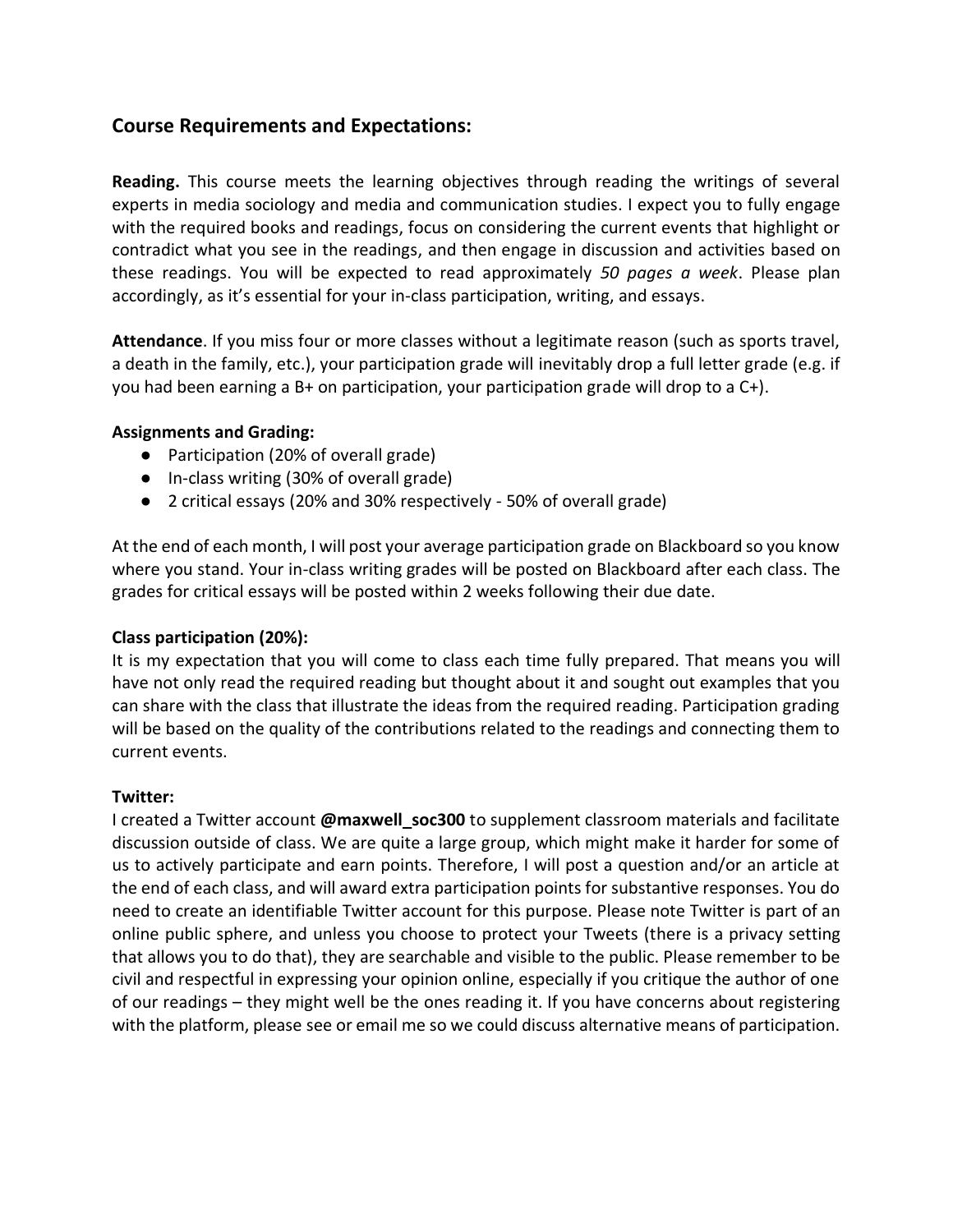## Course Requirements and Expectations:

**Reading.** This course meets the learning objectives through reading the writings of several experts in media sociology and media and communication studies. I expect you to fully engage with the required books and readings, focus on considering the current events that highlight or contradict what you see in the readings, and then engage in discussion and activities based on these readings. You will be expected to read approximately *50 pages a week*. Please plan accordingly, as it's essential for your in-class participation, writing, and essays.

**Attendance**. If you miss four or more classes without a legitimate reason (such as sports travel, a death in the family, etc.), your participation grade will inevitably drop a full letter grade (e.g. if you had been earning a B+ on participation, your participation grade will drop to a C+).

**Assignments and Grading:**

- Participation (20% of overall grade)
- In-class writing (30% of overall grade)
- 2 critical essays (20% and 30% respectively - 50% of overall grade)

At the end of each month, I will post your average participation grade on Blackboard so you know where you stand. Your in-class writing grades will be posted on Blackboard after each class. The grades for critical essays will be posted within 2 weeks following their due date.

**Class participation (20%):**

It is my expectation that you will come to class each time fully prepared. That means you will have not only read the required reading but thought about it and sought out examples that you can share with the class that illustrate the ideas from the required reading. Participation grading will be based on the quality of the contributions related to the readings and connecting them to current events.

**Twitter:**

I created a Twitter account **@maxwell_soc300** to supplement classroom materials and facilitate discussion outside of class. We are quite a large group, which might make it harder for some of us to actively participate and earn points. Therefore, I will post a question and/or an article at the end of each class, and will award extra participation points for substantive responses. You do need to create an identifiable Twitter account for this purpose. Please note Twitter is part of an online public sphere, and unless you choose to protect your Tweets (there is a privacy setting that allows you to do that), they are searchable and visible to the public. Please remember to be civil and respectful in expressing your opinion online, especially if you critique the author of one of our readings – they might well be the ones reading it. If you have concerns about registering with the platform, please see or email me so we could discuss alternative means of participation.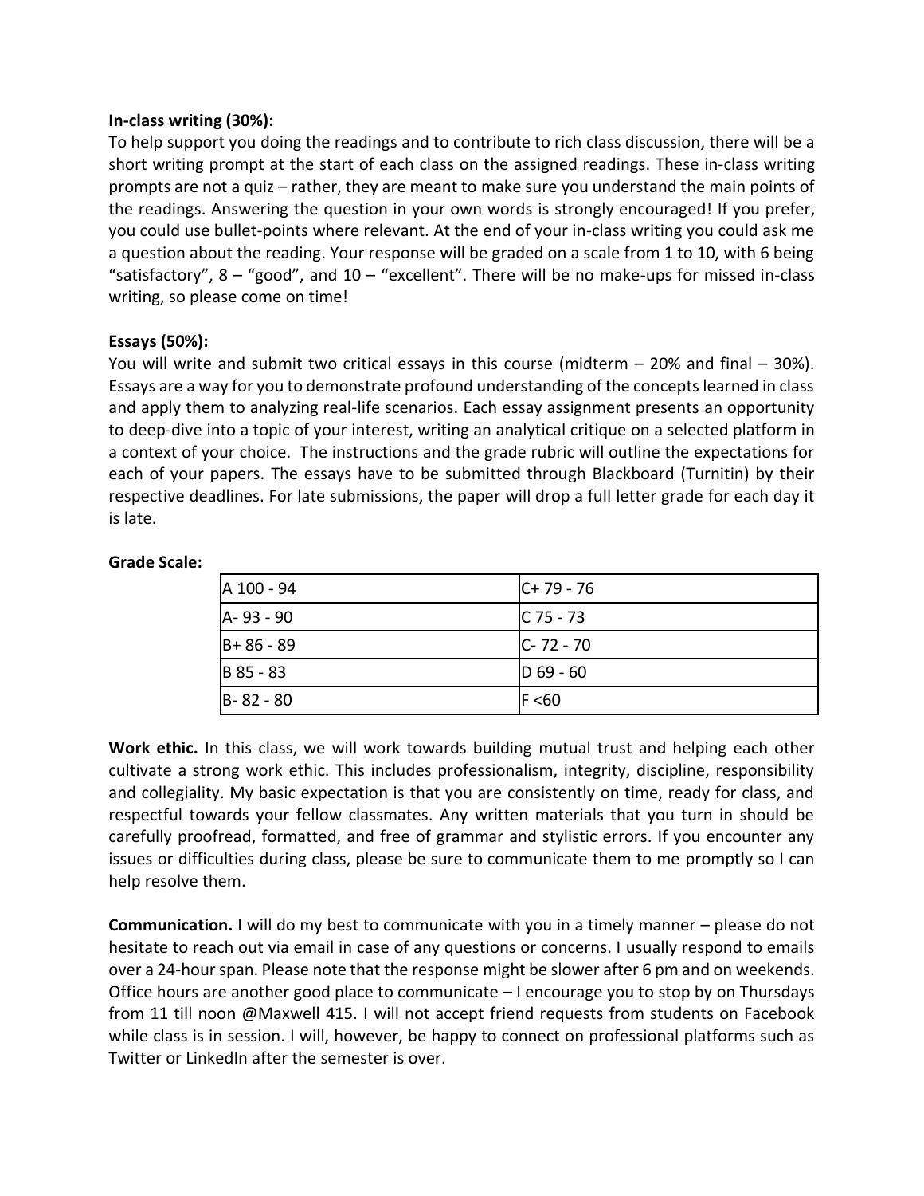**In-class writing (30%):**

To help support you doing the readings and to contribute to rich class discussion, there will be a short writing prompt at the start of each class on the assigned readings. These in-class writing prompts are not a quiz – rather, they are meant to make sure you understand the main points of the readings. Answering the question in your own words is strongly encouraged! If you prefer, you could use bullet-points where relevant. At the end of your in-class writing you could ask me a question about the reading. Your response will be graded on a scale from 1 to 10, with 6 being "satisfactory", 8 – "good", and 10 – "excellent". There will be no make-ups for missed in-class writing, so please come on time!

**Essays (50%):**

You will write and submit two critical essays in this course (midterm – 20% and final – 30%). Essays are a way for you to demonstrate profound understanding of the concepts learned in class and apply them to analyzing real-life scenarios. Each essay assignment presents an opportunity to deep-dive into a topic of your interest, writing an analytical critique on a selected platform in a context of your choice. The instructions and the grade rubric will outline the expectations for each of your papers. The essays have to be submitted through Blackboard (Turnitin) by their respective deadlines. For late submissions, the paper will drop a full letter grade for each day it is late.

**Grade Scale:**

| | |
|---|---|
| A 100 - 94 | C+ 79 - 76 |
| A- 93 - 90 | C 75 - 73 |
| B+ 86 - 89 | C- 72 - 70 |
| B 85 - 83 | D 69 - 60 |
| B- 82 - 80 | F <60 |

**Work ethic.** In this class, we will work towards building mutual trust and helping each other cultivate a strong work ethic. This includes professionalism, integrity, discipline, responsibility and collegiality. My basic expectation is that you are consistently on time, ready for class, and respectful towards your fellow classmates. Any written materials that you turn in should be carefully proofread, formatted, and free of grammar and stylistic errors. If you encounter any issues or difficulties during class, please be sure to communicate them to me promptly so I can help resolve them.

**Communication.** I will do my best to communicate with you in a timely manner – please do not hesitate to reach out via email in case of any questions or concerns. I usually respond to emails over a 24-hour span. Please note that the response might be slower after 6 pm and on weekends. Office hours are another good place to communicate – I encourage you to stop by on Thursdays from 11 till noon @Maxwell 415. I will not accept friend requests from students on Facebook while class is in session. I will, however, be happy to connect on professional platforms such as Twitter or LinkedIn after the semester is over.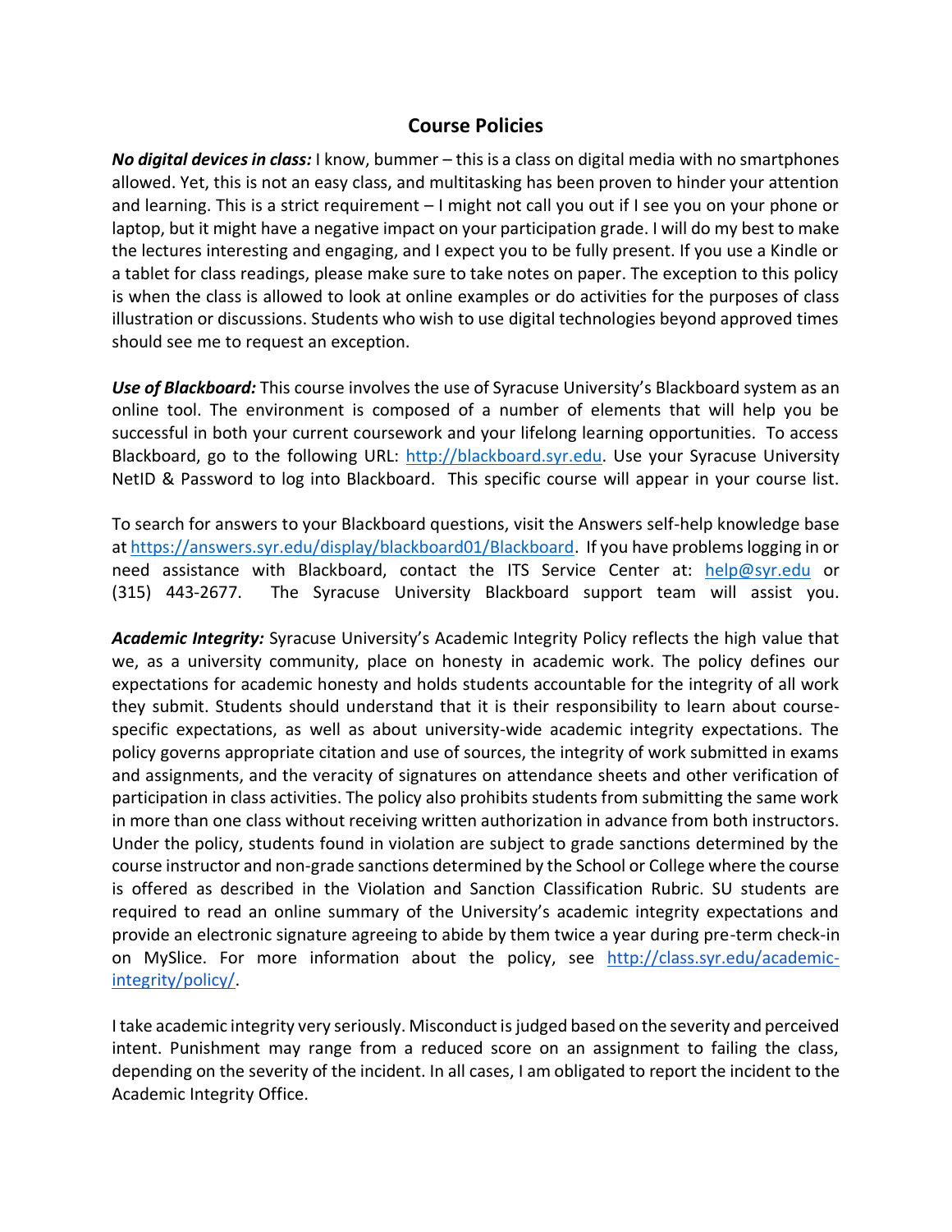## Course Policies

***No digital devices in class:*** I know, bummer – this is a class on digital media with no smartphones allowed. Yet, this is not an easy class, and multitasking has been proven to hinder your attention and learning. This is a strict requirement – I might not call you out if I see you on your phone or laptop, but it might have a negative impact on your participation grade. I will do my best to make the lectures interesting and engaging, and I expect you to be fully present. If you use a Kindle or a tablet for class readings, please make sure to take notes on paper. The exception to this policy is when the class is allowed to look at online examples or do activities for the purposes of class illustration or discussions. Students who wish to use digital technologies beyond approved times should see me to request an exception.

***Use of Blackboard:*** This course involves the use of Syracuse University's Blackboard system as an online tool. The environment is composed of a number of elements that will help you be successful in both your current coursework and your lifelong learning opportunities. To access Blackboard, go to the following URL: [http://blackboard.syr.edu](http://blackboard.syr.edu). Use your Syracuse University NetID & Password to log into Blackboard. This specific course will appear in your course list.

To search for answers to your Blackboard questions, visit the Answers self-help knowledge base at [https://answers.syr.edu/display/blackboard01/Blackboard](https://answers.syr.edu/display/blackboard01/Blackboard). If you have problems logging in or need assistance with Blackboard, contact the ITS Service Center at: [help@syr.edu](mailto:help@syr.edu) or (315) 443-2677. The Syracuse University Blackboard support team will assist you.

***Academic Integrity:*** Syracuse University's Academic Integrity Policy reflects the high value that we, as a university community, place on honesty in academic work. The policy defines our expectations for academic honesty and holds students accountable for the integrity of all work they submit. Students should understand that it is their responsibility to learn about course-specific expectations, as well as about university-wide academic integrity expectations. The policy governs appropriate citation and use of sources, the integrity of work submitted in exams and assignments, and the veracity of signatures on attendance sheets and other verification of participation in class activities. The policy also prohibits students from submitting the same work in more than one class without receiving written authorization in advance from both instructors. Under the policy, students found in violation are subject to grade sanctions determined by the course instructor and non-grade sanctions determined by the School or College where the course is offered as described in the Violation and Sanction Classification Rubric. SU students are required to read an online summary of the University's academic integrity expectations and provide an electronic signature agreeing to abide by them twice a year during pre-term check-in on MySlice. For more information about the policy, see [http://class.syr.edu/academic-integrity/policy/](http://class.syr.edu/academic-integrity/policy/).

I take academic integrity very seriously. Misconduct is judged based on the severity and perceived intent. Punishment may range from a reduced score on an assignment to failing the class, depending on the severity of the incident. In all cases, I am obligated to report the incident to the Academic Integrity Office.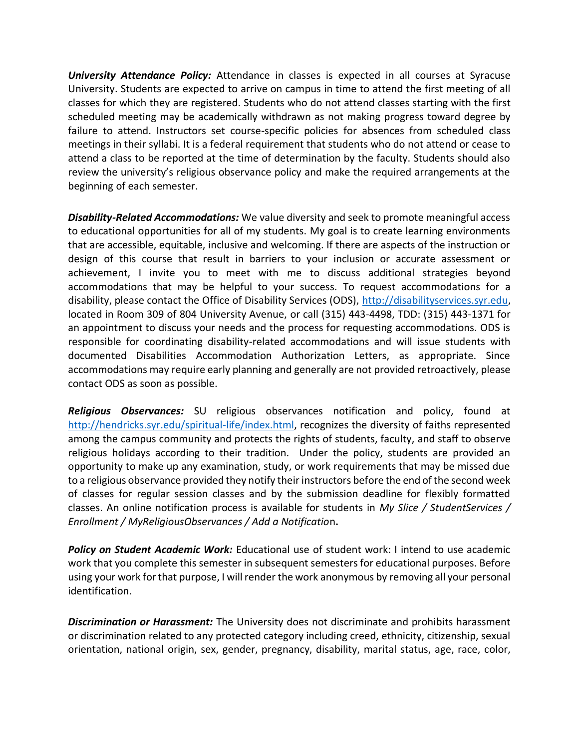***University Attendance Policy:*** Attendance in classes is expected in all courses at Syracuse University. Students are expected to arrive on campus in time to attend the first meeting of all classes for which they are registered. Students who do not attend classes starting with the first scheduled meeting may be academically withdrawn as not making progress toward degree by failure to attend. Instructors set course-specific policies for absences from scheduled class meetings in their syllabi. It is a federal requirement that students who do not attend or cease to attend a class to be reported at the time of determination by the faculty. Students should also review the university's religious observance policy and make the required arrangements at the beginning of each semester.

***Disability-Related Accommodations:*** We value diversity and seek to promote meaningful access to educational opportunities for all of my students. My goal is to create learning environments that are accessible, equitable, inclusive and welcoming. If there are aspects of the instruction or design of this course that result in barriers to your inclusion or accurate assessment or achievement, I invite you to meet with me to discuss additional strategies beyond accommodations that may be helpful to your success. To request accommodations for a disability, please contact the Office of Disability Services (ODS), [http://disabilityservices.syr.edu](http://disabilityservices.syr.edu), located in Room 309 of 804 University Avenue, or call (315) 443-4498, TDD: (315) 443-1371 for an appointment to discuss your needs and the process for requesting accommodations. ODS is responsible for coordinating disability-related accommodations and will issue students with documented Disabilities Accommodation Authorization Letters, as appropriate. Since accommodations may require early planning and generally are not provided retroactively, please contact ODS as soon as possible.

***Religious Observances:*** SU religious observances notification and policy, found at [http://hendricks.syr.edu/spiritual-life/index.html](http://hendricks.syr.edu/spiritual-life/index.html), recognizes the diversity of faiths represented among the campus community and protects the rights of students, faculty, and staff to observe religious holidays according to their tradition. Under the policy, students are provided an opportunity to make up any examination, study, or work requirements that may be missed due to a religious observance provided they notify their instructors before the end of the second week of classes for regular session classes and by the submission deadline for flexibly formatted classes. An online notification process is available for students in *My Slice / StudentServices / Enrollment / MyReligiousObservances / Add a Notification*.

***Policy on Student Academic Work:*** Educational use of student work: I intend to use academic work that you complete this semester in subsequent semesters for educational purposes. Before using your work for that purpose, I will render the work anonymous by removing all your personal identification.

***Discrimination or Harassment:*** The University does not discriminate and prohibits harassment or discrimination related to any protected category including creed, ethnicity, citizenship, sexual orientation, national origin, sex, gender, pregnancy, disability, marital status, age, race, color,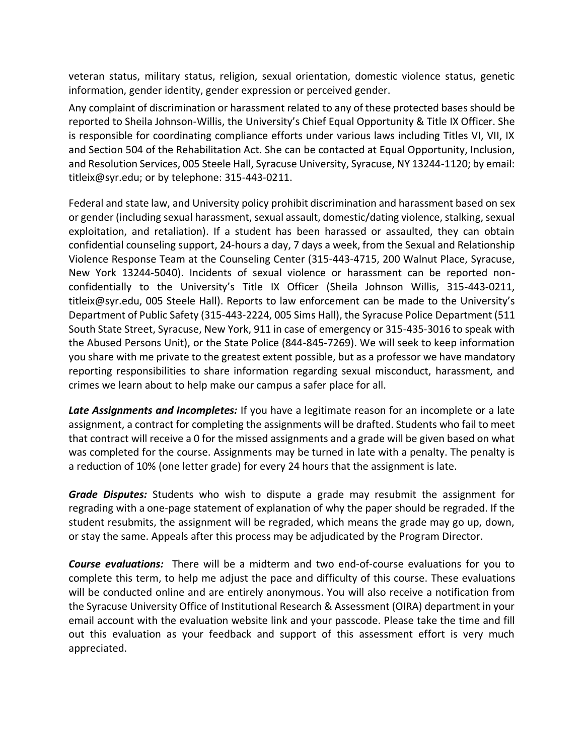veteran status, military status, religion, sexual orientation, domestic violence status, genetic information, gender identity, gender expression or perceived gender.

Any complaint of discrimination or harassment related to any of these protected bases should be reported to Sheila Johnson-Willis, the University's Chief Equal Opportunity & Title IX Officer. She is responsible for coordinating compliance efforts under various laws including Titles VI, VII, IX and Section 504 of the Rehabilitation Act. She can be contacted at Equal Opportunity, Inclusion, and Resolution Services, 005 Steele Hall, Syracuse University, Syracuse, NY 13244-1120; by email: titleix@syr.edu; or by telephone: 315-443-0211.

Federal and state law, and University policy prohibit discrimination and harassment based on sex or gender (including sexual harassment, sexual assault, domestic/dating violence, stalking, sexual exploitation, and retaliation). If a student has been harassed or assaulted, they can obtain confidential counseling support, 24-hours a day, 7 days a week, from the Sexual and Relationship Violence Response Team at the Counseling Center (315-443-4715, 200 Walnut Place, Syracuse, New York 13244-5040). Incidents of sexual violence or harassment can be reported non-confidentially to the University's Title IX Officer (Sheila Johnson Willis, 315-443-0211, titleix@syr.edu, 005 Steele Hall). Reports to law enforcement can be made to the University's Department of Public Safety (315-443-2224, 005 Sims Hall), the Syracuse Police Department (511 South State Street, Syracuse, New York, 911 in case of emergency or 315-435-3016 to speak with the Abused Persons Unit), or the State Police (844-845-7269). We will seek to keep information you share with me private to the greatest extent possible, but as a professor we have mandatory reporting responsibilities to share information regarding sexual misconduct, harassment, and crimes we learn about to help make our campus a safer place for all.

***Late Assignments and Incompletes:*** If you have a legitimate reason for an incomplete or a late assignment, a contract for completing the assignments will be drafted. Students who fail to meet that contract will receive a 0 for the missed assignments and a grade will be given based on what was completed for the course. Assignments may be turned in late with a penalty. The penalty is a reduction of 10% (one letter grade) for every 24 hours that the assignment is late.

***Grade Disputes:*** Students who wish to dispute a grade may resubmit the assignment for regrading with a one-page statement of explanation of why the paper should be regraded. If the student resubmits, the assignment will be regraded, which means the grade may go up, down, or stay the same. Appeals after this process may be adjudicated by the Program Director.

***Course evaluations:*** There will be a midterm and two end-of-course evaluations for you to complete this term, to help me adjust the pace and difficulty of this course. These evaluations will be conducted online and are entirely anonymous. You will also receive a notification from the Syracuse University Office of Institutional Research & Assessment (OIRA) department in your email account with the evaluation website link and your passcode. Please take the time and fill out this evaluation as your feedback and support of this assessment effort is very much appreciated.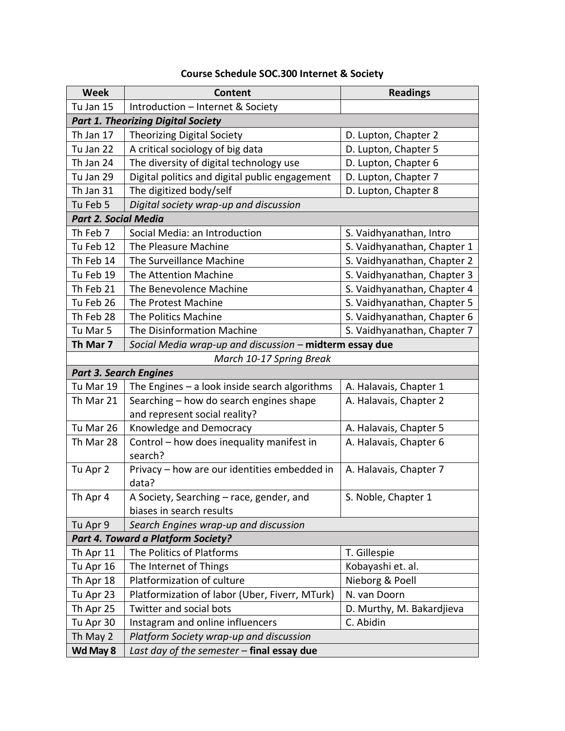# Course Schedule SOC.300 Internet & Society

| Week | Content | Readings |
|---|---|---|
| Tu Jan 15 | Introduction – Internet & Society | |
| ***Part 1. Theorizing Digital Society*** | | |
| Th Jan 17 | Theorizing Digital Society | D. Lupton, Chapter 2 |
| Tu Jan 22 | A critical sociology of big data | D. Lupton, Chapter 5 |
| Th Jan 24 | The diversity of digital technology use | D. Lupton, Chapter 6 |
| Tu Jan 29 | Digital politics and digital public engagement | D. Lupton, Chapter 7 |
| Th Jan 31 | The digitized body/self | D. Lupton, Chapter 8 |
| Tu Feb 5 | *Digital society wrap-up and discussion* | |
| ***Part 2. Social Media*** | | |
| Th Feb 7 | Social Media: an Introduction | S. Vaidhyanathan, Intro |
| Tu Feb 12 | The Pleasure Machine | S. Vaidhyanathan, Chapter 1 |
| Th Feb 14 | The Surveillance Machine | S. Vaidhyanathan, Chapter 2 |
| Tu Feb 19 | The Attention Machine | S. Vaidhyanathan, Chapter 3 |
| Th Feb 21 | The Benevolence Machine | S. Vaidhyanathan, Chapter 4 |
| Tu Feb 26 | The Protest Machine | S. Vaidhyanathan, Chapter 5 |
| Th Feb 28 | The Politics Machine | S. Vaidhyanathan, Chapter 6 |
| Tu Mar 5 | The Disinformation Machine | S. Vaidhyanathan, Chapter 7 |
| **Th Mar 7** | *Social Media wrap-up and discussion* – **midterm essay due** | |
| *March 10-17 Spring Break* | | |
| ***Part 3. Search Engines*** | | |
| Tu Mar 19 | The Engines – a look inside search algorithms | A. Halavais, Chapter 1 |
| Th Mar 21 | Searching – how do search engines shape and represent social reality? | A. Halavais, Chapter 2 |
| Tu Mar 26 | Knowledge and Democracy | A. Halavais, Chapter 5 |
| Th Mar 28 | Control – how does inequality manifest in search? | A. Halavais, Chapter 6 |
| Tu Apr 2 | Privacy – how are our identities embedded in data? | A. Halavais, Chapter 7 |
| Th Apr 4 | A Society, Searching – race, gender, and biases in search results | S. Noble, Chapter 1 |
| Tu Apr 9 | *Search Engines wrap-up and discussion* | |
| ***Part 4. Toward a Platform Society?*** | | |
| Th Apr 11 | The Politics of Platforms | T. Gillespie |
| Tu Apr 16 | The Internet of Things | Kobayashi et. al. |
| Th Apr 18 | Platformization of culture | Nieborg & Poell |
| Tu Apr 23 | Platformization of labor (Uber, Fiverr, MTurk) | N. van Doorn |
| Th Apr 25 | Twitter and social bots | D. Murthy, M. Bakardjieva |
| Tu Apr 30 | Instagram and online influencers | C. Abidin |
| Th May 2 | *Platform Society wrap-up and discussion* | |
| **Wd May 8** | *Last day of the semester* – **final essay due** | |